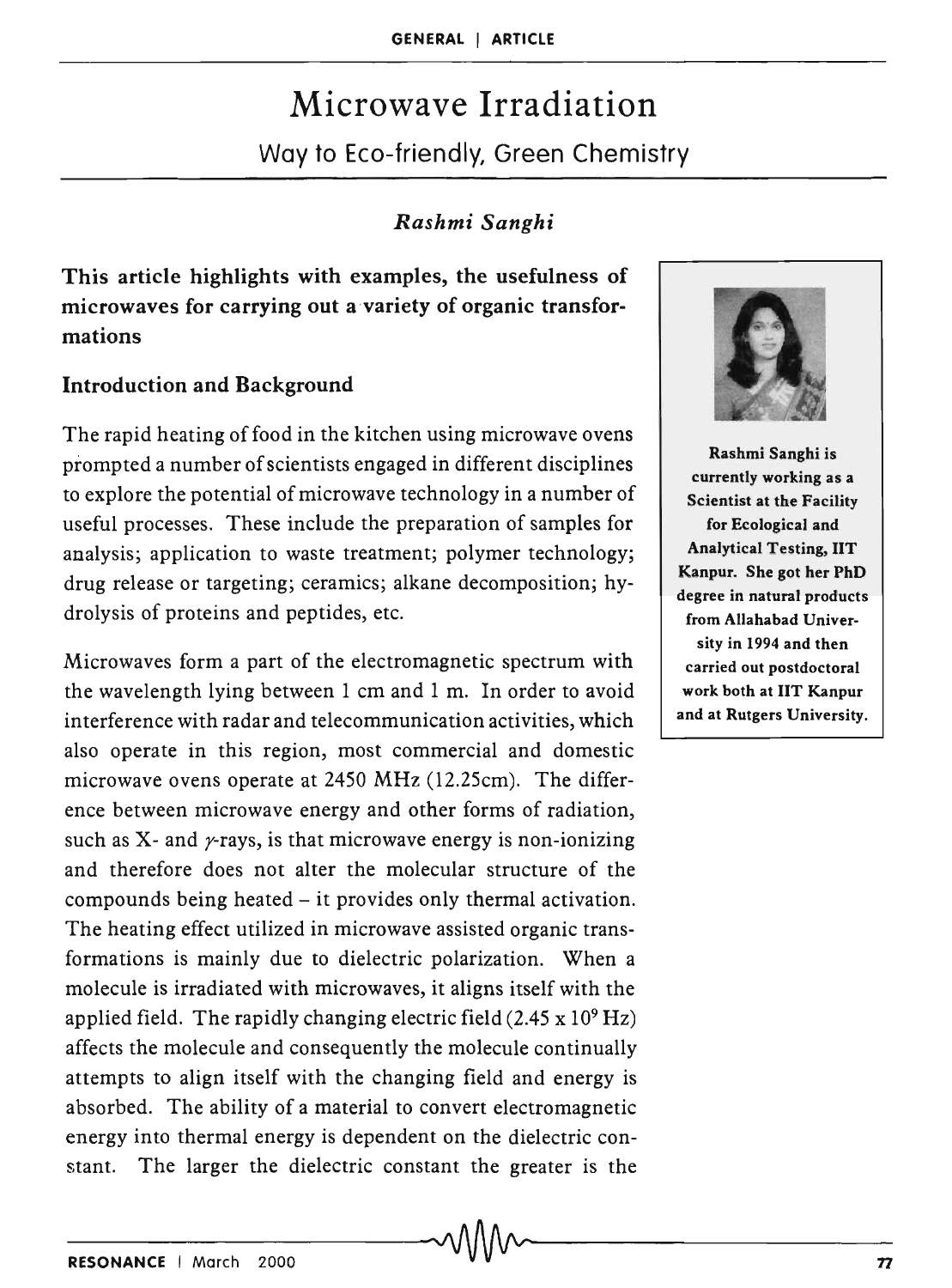# Microwave Irradiation

## Way to Eco-friendly, Green Chemistry

*Rashmi Sanghi*

**This article highlights with examples, the usefulness of microwaves for carrying out a variety of organic transformations**

### Introduction and Background

The rapid heating of food in the kitchen using microwave ovens prompted a number of scientists engaged in different disciplines to explore the potential of microwave technology in a number of useful processes. These include the preparation of samples for analysis; application to waste treatment; polymer technology; drug release or targeting; ceramics; alkane decomposition; hydrolysis of proteins and peptides, etc.

Microwaves form a part of the electromagnetic spectrum with the wavelength lying between 1 cm and 1 m. In order to avoid interference with radar and telecommunication activities, which also operate in this region, most commercial and domestic microwave ovens operate at 2450 MHz (12.25cm). The difference between microwave energy and other forms of radiation, such as X- and $\gamma$-rays, is that microwave energy is non-ionizing and therefore does not alter the molecular structure of the compounds being heated – it provides only thermal activation. The heating effect utilized in microwave assisted organic transformations is mainly due to dielectric polarization. When a molecule is irradiated with microwaves, it aligns itself with the applied field. The rapidly changing electric field ($2.45 \times 10^9$ Hz) affects the molecule and consequently the molecule continually attempts to align itself with the changing field and energy is absorbed. The ability of a material to convert electromagnetic energy into thermal energy is dependent on the dielectric constant. The larger the dielectric constant the greater is the

**Rashmi Sanghi is currently working as a Scientist at the Facility for Ecological and Analytical Testing, IIT Kanpur. She got her PhD degree in natural products from Allahabad University in 1994 and then carried out postdoctoral work both at IIT Kanpur and at Rutgers University.**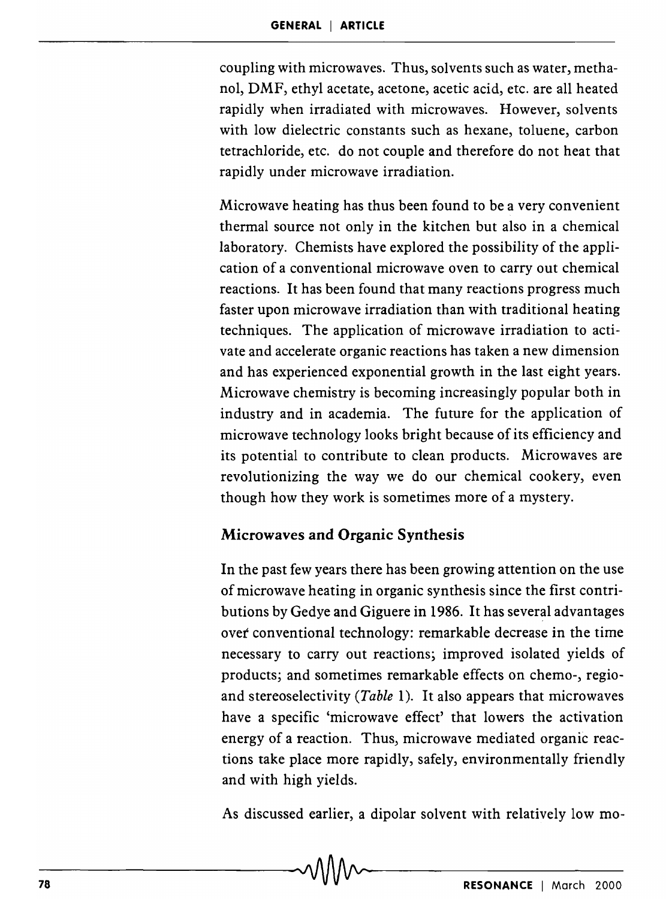coupling with microwaves. Thus, solvents such as water, methanol, DMF, ethyl acetate, acetone, acetic acid, etc. are all heated rapidly when irradiated with microwaves. However, solvents with low dielectric constants such as hexane, toluene, carbon tetrachloride, etc. do not couple and therefore do not heat that rapidly under microwave irradiation.

Microwave heating has thus been found to be a very convenient thermal source not only in the kitchen but also in a chemical laboratory. Chemists have explored the possibility of the application of a conventional microwave oven to carry out chemical reactions. It has been found that many reactions progress much faster upon microwave irradiation than with traditional heating techniques. The application of microwave irradiation to activate and accelerate organic reactions has taken a new dimension and has experienced exponential growth in the last eight years. Microwave chemistry is becoming increasingly popular both in industry and in academia. The future for the application of microwave technology looks bright because of its efficiency and its potential to contribute to clean products. Microwaves are revolutionizing the way we do our chemical cookery, even though how they work is sometimes more of a mystery.

## Microwaves and Organic Synthesis

In the past few years there has been growing attention on the use of microwave heating in organic synthesis since the first contributions by Gedye and Giguere in 1986. It has several advantages over conventional technology: remarkable decrease in the time necessary to carry out reactions; improved isolated yields of products; and sometimes remarkable effects on chemo-, regio- and stereoselectivity (*Table* 1). It also appears that microwaves have a specific 'microwave effect' that lowers the activation energy of a reaction. Thus, microwave mediated organic reactions take place more rapidly, safely, environmentally friendly and with high yields.

As discussed earlier, a dipolar solvent with relatively low mo-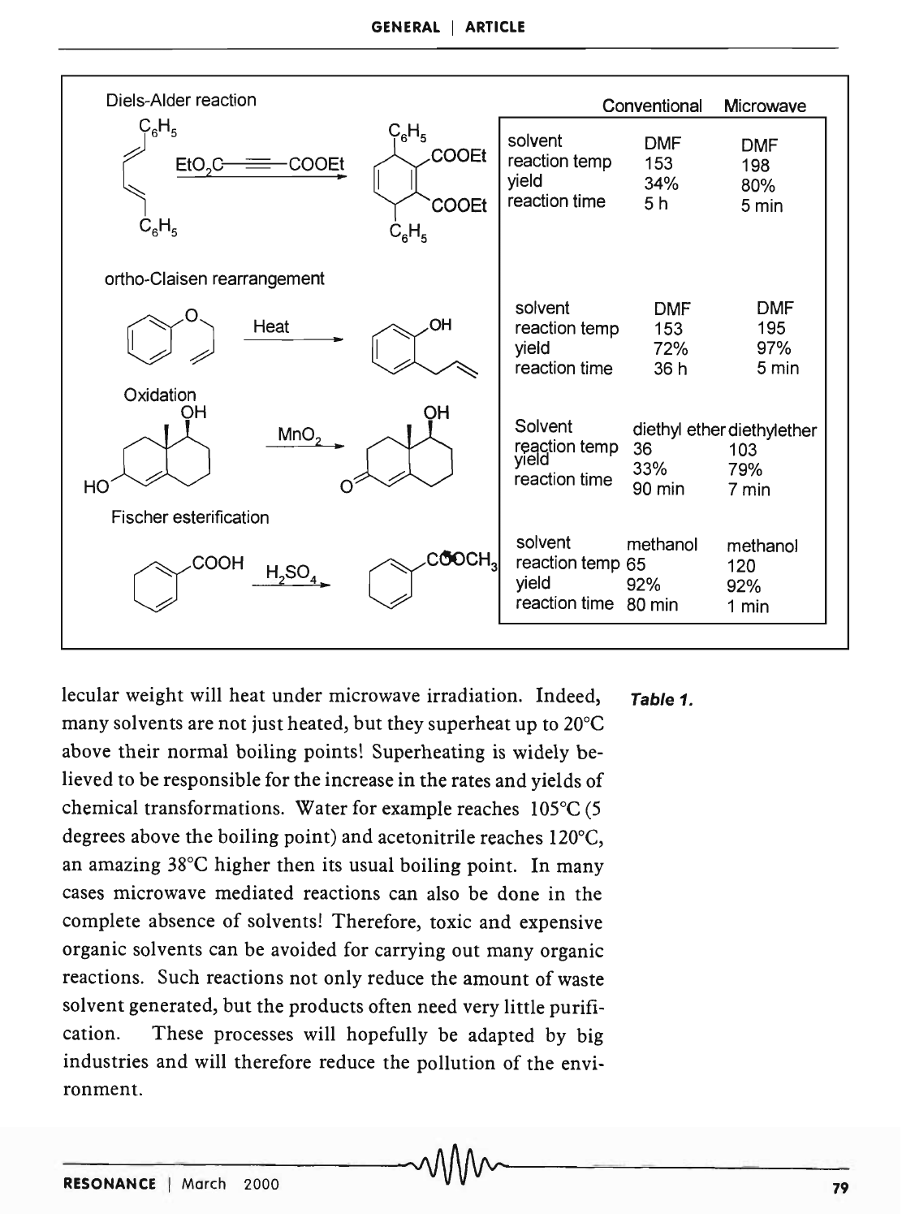Diels-Alder reaction

| | Conventional | Microwave |
|---|---|---|
| solvent | DMF | DMF |
| reaction temp | 153 | 198 |
| yield | 34% | 80% |
| reaction time | 5 h | 5 min |

ortho-Claisen rearrangement

| | Conventional | Microwave |
|---|---|---|
| solvent | DMF | DMF |
| reaction temp | 153 | 195 |
| yield | 72% | 97% |
| reaction time | 36 h | 5 min |

Oxidation

| | Conventional | Microwave |
|---|---|---|
| Solvent | diethyl ether | diethylether |
| reaction temp | 36 | 103 |
| yield | 33% | 79% |
| reaction time | 90 min | 7 min |

Fischer esterification

| | Conventional | Microwave |
|---|---|---|
| solvent | methanol | methanol |
| reaction temp | 65 | 120 |
| yield | 92% | 92% |
| reaction time | 80 min | 1 min |

***Table 1.***

lecular weight will heat under microwave irradiation. Indeed, many solvents are not just heated, but they superheat up to 20°C above their normal boiling points! Superheating is widely believed to be responsible for the increase in the rates and yields of chemical transformations. Water for example reaches 105°C (5 degrees above the boiling point) and acetonitrile reaches 120°C, an amazing 38°C higher then its usual boiling point. In many cases microwave mediated reactions can also be done in the complete absence of solvents! Therefore, toxic and expensive organic solvents can be avoided for carrying out many organic reactions. Such reactions not only reduce the amount of waste solvent generated, but the products often need very little purification. These processes will hopefully be adapted by big industries and will therefore reduce the pollution of the environment.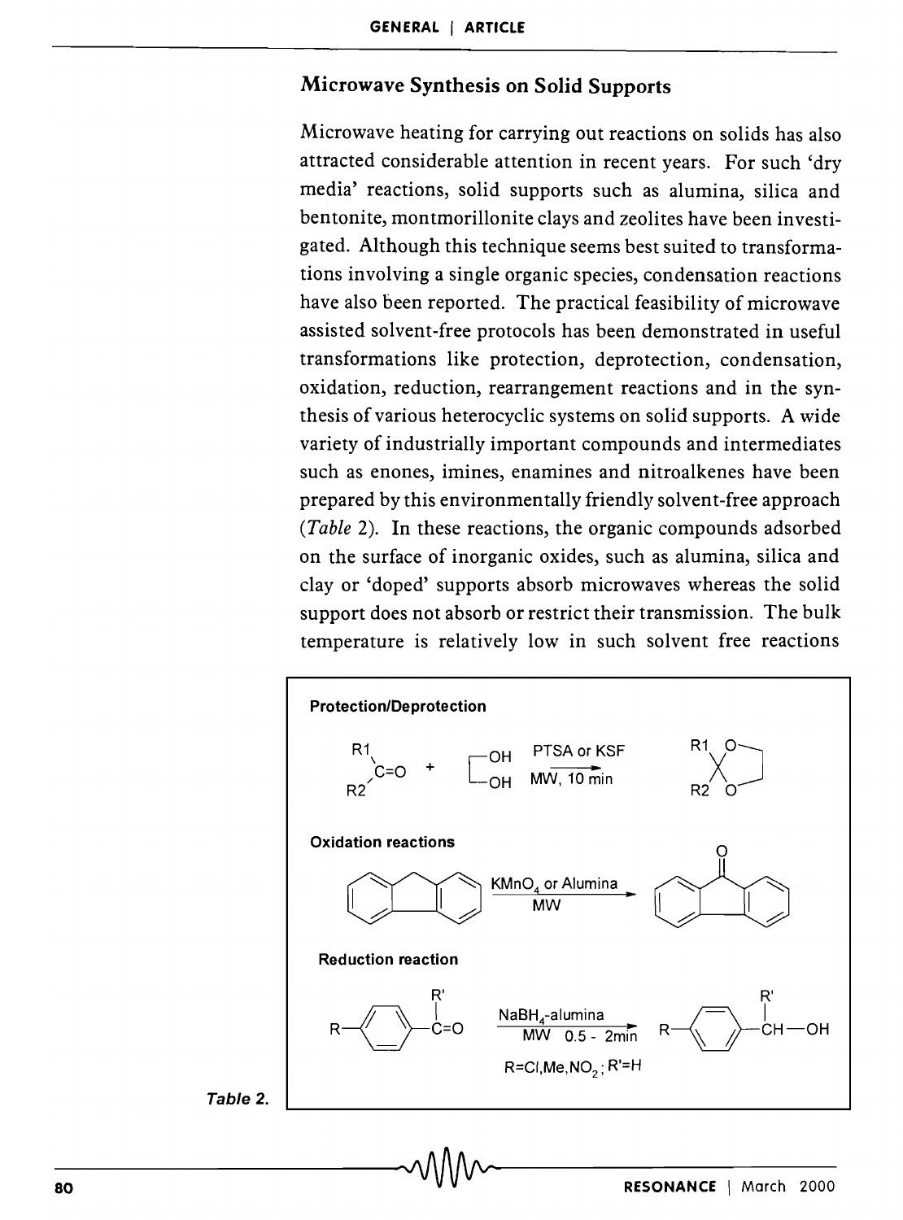## Microwave Synthesis on Solid Supports

Microwave heating for carrying out reactions on solids has also attracted considerable attention in recent years. For such 'dry media' reactions, solid supports such as alumina, silica and bentonite, montmorillonite clays and zeolites have been investigated. Although this technique seems best suited to transformations involving a single organic species, condensation reactions have also been reported. The practical feasibility of microwave assisted solvent-free protocols has been demonstrated in useful transformations like protection, deprotection, condensation, oxidation, reduction, rearrangement reactions and in the synthesis of various heterocyclic systems on solid supports. A wide variety of industrially important compounds and intermediates such as enones, imines, enamines and nitroalkenes have been prepared by this environmentally friendly solvent-free approach (*Table* 2). In these reactions, the organic compounds adsorbed on the surface of inorganic oxides, such as alumina, silica and clay or 'doped' supports absorb microwaves whereas the solid support does not absorb or restrict their transmission. The bulk temperature is relatively low in such solvent free reactions

**Protection/Deprotection**

R1R2C=O + HOCH$_2$CH$_2$OH — PTSA or KSF, MW, 10 min → cyclic ketal (1,3-dioxolane of R1R2C)

**Oxidation reactions**

Fluorene — $KMnO_4$ or Alumina, MW → Fluorenone

**Reduction reaction**

R–C$_6$H$_4$–C(R')=O — $NaBH_4$-alumina, MW 0.5 - 2min → R–C$_6$H$_4$–CH(R')–OH

R=Cl,Me,$NO_2$; R'=H

*Table 2.*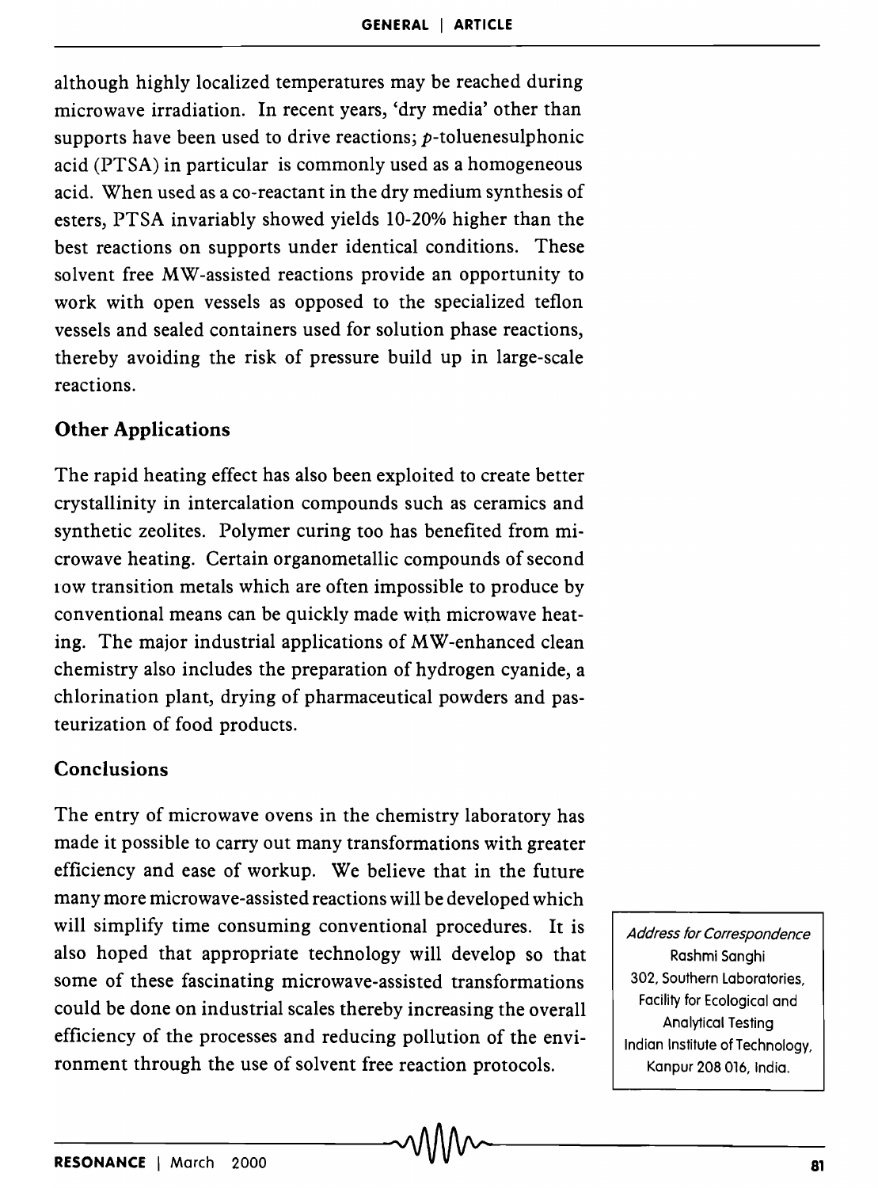although highly localized temperatures may be reached during microwave irradiation. In recent years, 'dry media' other than supports have been used to drive reactions; *p*-toluenesulphonic acid (PTSA) in particular is commonly used as a homogeneous acid. When used as a co-reactant in the dry medium synthesis of esters, PTSA invariably showed yields 10-20% higher than the best reactions on supports under identical conditions. These solvent free MW-assisted reactions provide an opportunity to work with open vessels as opposed to the specialized teflon vessels and sealed containers used for solution phase reactions, thereby avoiding the risk of pressure build up in large-scale reactions.

## Other Applications

The rapid heating effect has also been exploited to create better crystallinity in intercalation compounds such as ceramics and synthetic zeolites. Polymer curing too has benefited from microwave heating. Certain organometallic compounds of second row transition metals which are often impossible to produce by conventional means can be quickly made with microwave heating. The major industrial applications of MW-enhanced clean chemistry also includes the preparation of hydrogen cyanide, a chlorination plant, drying of pharmaceutical powders and pasteurization of food products.

## Conclusions

The entry of microwave ovens in the chemistry laboratory has made it possible to carry out many transformations with greater efficiency and ease of workup. We believe that in the future many more microwave-assisted reactions will be developed which will simplify time consuming conventional procedures. It is also hoped that appropriate technology will develop so that some of these fascinating microwave-assisted transformations could be done on industrial scales thereby increasing the overall efficiency of the processes and reducing pollution of the environment through the use of solvent free reaction protocols.

*Address for Correspondence*
Rashmi Sanghi
302, Southern Laboratories,
Facility for Ecological and Analytical Testing
Indian Institute of Technology,
Kanpur 208 016, India.